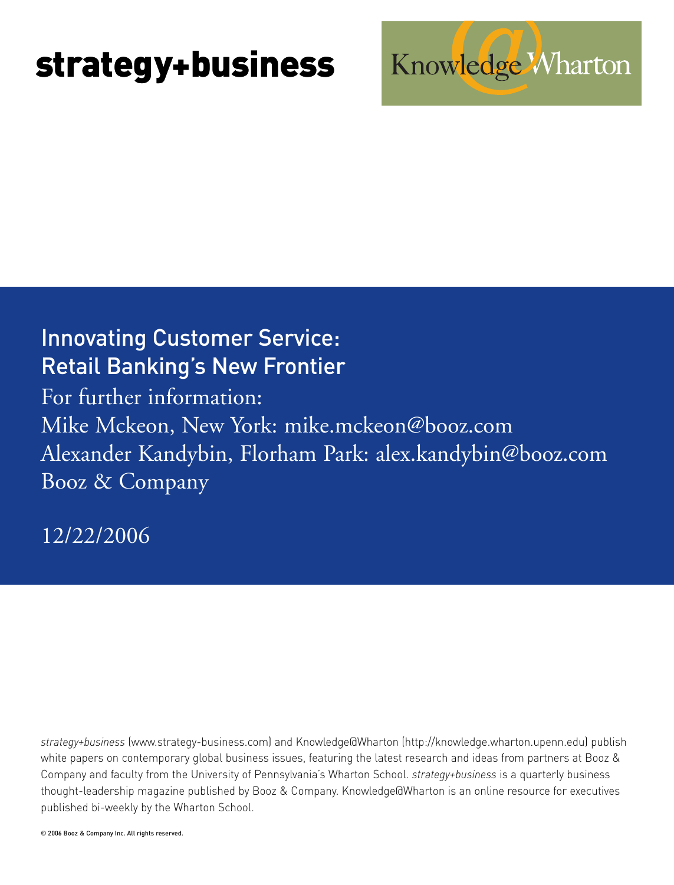strategy+business

Knowledge@Wharton

# Innovating Customer Service: Retail Banking's New Frontier

For further information:

Mike Mckeon, New York: mike.mckeon@booz.com

Alexander Kandybin, Florham Park: alex.kandybin@booz.com

Booz & Company

12/22/2006

*strategy+business* (www.strategy-business.com) and Knowledge@Wharton (http://knowledge.wharton.upenn.edu) publish white papers on contemporary global business issues, featuring the latest research and ideas from partners at Booz & Company and faculty from the University of Pennsylvania's Wharton School. *strategy+business* is a quarterly business thought-leadership magazine published by Booz & Company. Knowledge@Wharton is an online resource for executives published bi-weekly by the Wharton School.

© 2006 Booz & Company Inc. All rights reserved.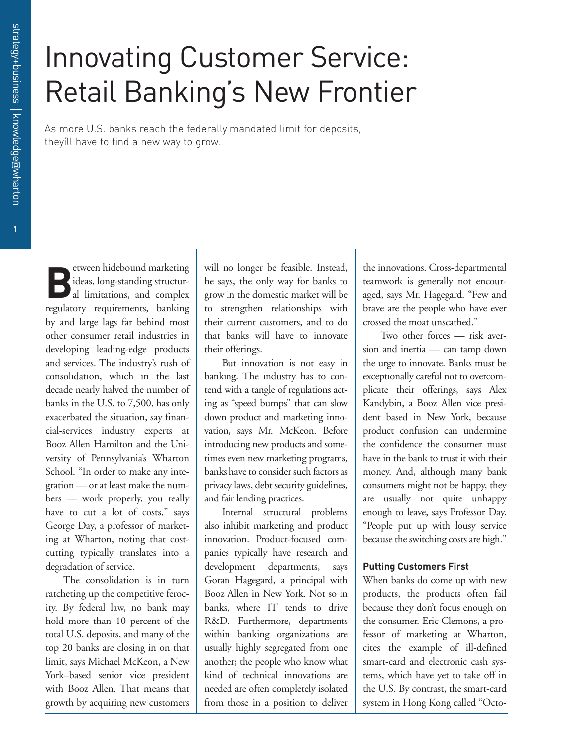# Innovating Customer Service: Retail Banking's New Frontier

As more U.S. banks reach the federally mandated limit for deposits, theyíll have to find a new way to grow.

Between hidebound marketing ideas, long-standing structural limitations, and complex regulatory requirements, banking by and large lags far behind most other consumer retail industries in developing leading-edge products and services. The industry's rush of consolidation, which in the last decade nearly halved the number of banks in the U.S. to 7,500, has only exacerbated the situation, say financial-services industry experts at Booz Allen Hamilton and the University of Pennsylvania's Wharton School. "In order to make any integration — or at least make the numbers — work properly, you really have to cut a lot of costs," says George Day, a professor of marketing at Wharton, noting that cost-cutting typically translates into a degradation of service.

The consolidation is in turn ratcheting up the competitive ferocity. By federal law, no bank may hold more than 10 percent of the total U.S. deposits, and many of the top 20 banks are closing in on that limit, says Michael McKeon, a New York–based senior vice president with Booz Allen. That means that growth by acquiring new customers will no longer be feasible. Instead, he says, the only way for banks to grow in the domestic market will be to strengthen relationships with their current customers, and to do that banks will have to innovate their offerings.

But innovation is not easy in banking. The industry has to contend with a tangle of regulations acting as "speed bumps" that can slow down product and marketing innovation, says Mr. McKeon. Before introducing new products and sometimes even new marketing programs, banks have to consider such factors as privacy laws, debt security guidelines, and fair lending practices.

Internal structural problems also inhibit marketing and product innovation. Product-focused companies typically have research and development departments, says Goran Hagegard, a principal with Booz Allen in New York. Not so in banks, where IT tends to drive R&D. Furthermore, departments within banking organizations are usually highly segregated from one another; the people who know what kind of technical innovations are needed are often completely isolated from those in a position to deliver the innovations. Cross-departmental teamwork is generally not encouraged, says Mr. Hagegard. "Few and brave are the people who have ever crossed the moat unscathed."

Two other forces — risk aversion and inertia — can tamp down the urge to innovate. Banks must be exceptionally careful not to overcomplicate their offerings, says Alex Kandybin, a Booz Allen vice president based in New York, because product confusion can undermine the confidence the consumer must have in the bank to trust it with their money. And, although many bank consumers might not be happy, they are usually not quite unhappy enough to leave, says Professor Day. "People put up with lousy service because the switching costs are high."

### Putting Customers First

When banks do come up with new products, the products often fail because they don't focus enough on the consumer. Eric Clemons, a professor of marketing at Wharton, cites the example of ill-defined smart-card and electronic cash systems, which have yet to take off in the U.S. By contrast, the smart-card system in Hong Kong called "Octo-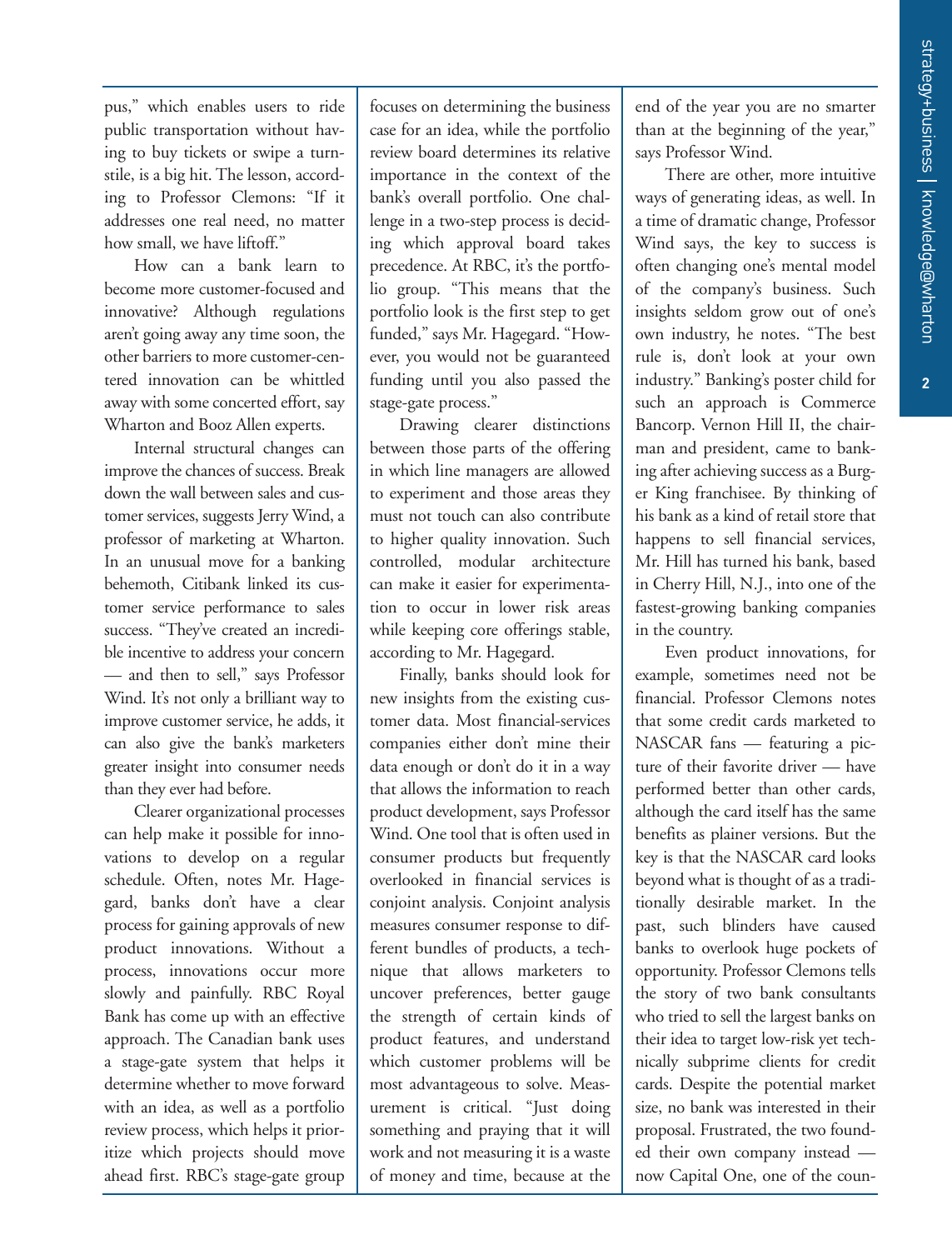pus," which enables users to ride public transportation without having to buy tickets or swipe a turnstile, is a big hit. The lesson, according to Professor Clemons: "If it addresses one real need, no matter how small, we have liftoff."

How can a bank learn to become more customer-focused and innovative? Although regulations aren't going away any time soon, the other barriers to more customer-centered innovation can be whittled away with some concerted effort, say Wharton and Booz Allen experts.

Internal structural changes can improve the chances of success. Break down the wall between sales and customer services, suggests Jerry Wind, a professor of marketing at Wharton. In an unusual move for a banking behemoth, Citibank linked its customer service performance to sales success. "They've created an incredible incentive to address your concern — and then to sell," says Professor Wind. It's not only a brilliant way to improve customer service, he adds, it can also give the bank's marketers greater insight into consumer needs than they ever had before.

Clearer organizational processes can help make it possible for innovations to develop on a regular schedule. Often, notes Mr. Hagegard, banks don't have a clear process for gaining approvals of new product innovations. Without a process, innovations occur more slowly and painfully. RBC Royal Bank has come up with an effective approach. The Canadian bank uses a stage-gate system that helps it determine whether to move forward with an idea, as well as a portfolio review process, which helps it prioritize which projects should move ahead first. RBC's stage-gate group focuses on determining the business case for an idea, while the portfolio review board determines its relative importance in the context of the bank's overall portfolio. One challenge in a two-step process is deciding which approval board takes precedence. At RBC, it's the portfolio group. "This means that the portfolio look is the first step to get funded," says Mr. Hagegard. "However, you would not be guaranteed funding until you also passed the stage-gate process."

Drawing clearer distinctions between those parts of the offering in which line managers are allowed to experiment and those areas they must not touch can also contribute to higher quality innovation. Such controlled, modular architecture can make it easier for experimentation to occur in lower risk areas while keeping core offerings stable, according to Mr. Hagegard.

Finally, banks should look for new insights from the existing customer data. Most financial-services companies either don't mine their data enough or don't do it in a way that allows the information to reach product development, says Professor Wind. One tool that is often used in consumer products but frequently overlooked in financial services is conjoint analysis. Conjoint analysis measures consumer response to different bundles of products, a technique that allows marketers to uncover preferences, better gauge the strength of certain kinds of product features, and understand which customer problems will be most advantageous to solve. Measurement is critical. "Just doing something and praying that it will work and not measuring it is a waste of money and time, because at the end of the year you are no smarter than at the beginning of the year," says Professor Wind.

There are other, more intuitive ways of generating ideas, as well. In a time of dramatic change, Professor Wind says, the key to success is often changing one's mental model of the company's business. Such insights seldom grow out of one's own industry, he notes. "The best rule is, don't look at your own industry." Banking's poster child for such an approach is Commerce Bancorp. Vernon Hill II, the chairman and president, came to banking after achieving success as a Burger King franchisee. By thinking of his bank as a kind of retail store that happens to sell financial services, Mr. Hill has turned his bank, based in Cherry Hill, N.J., into one of the fastest-growing banking companies in the country.

Even product innovations, for example, sometimes need not be financial. Professor Clemons notes that some credit cards marketed to NASCAR fans — featuring a picture of their favorite driver — have performed better than other cards, although the card itself has the same benefits as plainer versions. But the key is that the NASCAR card looks beyond what is thought of as a traditionally desirable market. In the past, such blinders have caused banks to overlook huge pockets of opportunity. Professor Clemons tells the story of two bank consultants who tried to sell the largest banks on their idea to target low-risk yet technically subprime clients for credit cards. Despite the potential market size, no bank was interested in their proposal. Frustrated, the two founded their own company instead — now Capital One, one of the coun-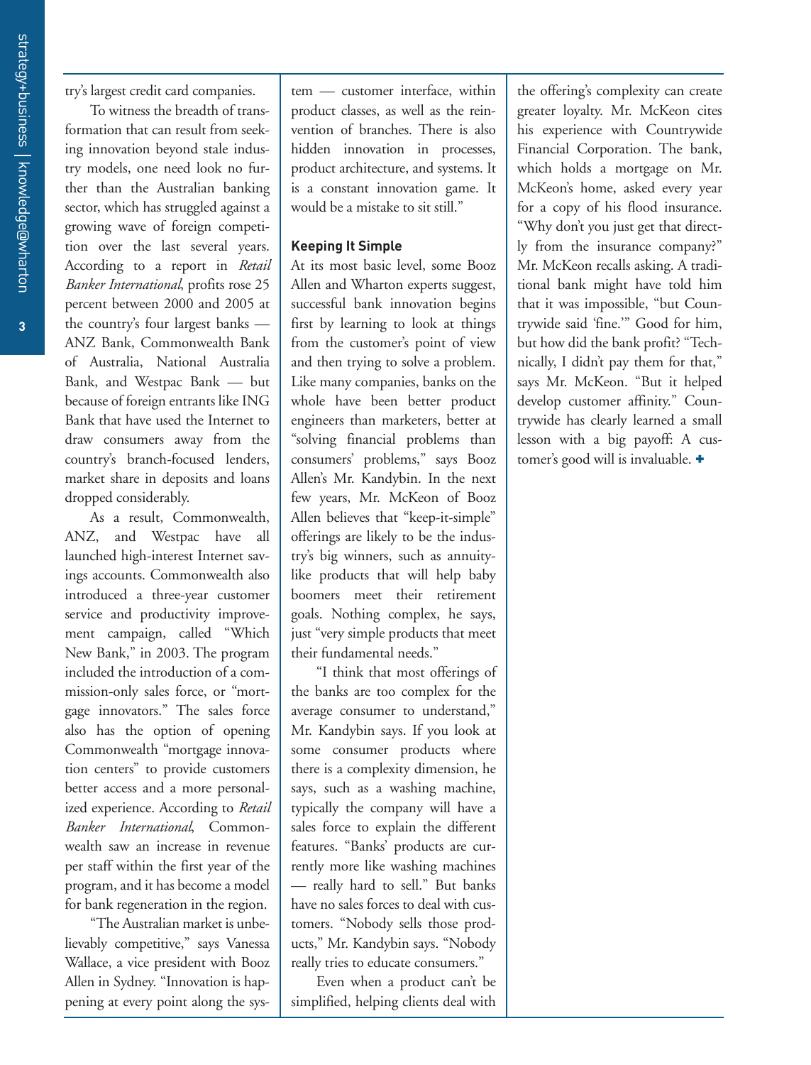try's largest credit card companies.

To witness the breadth of transformation that can result from seeking innovation beyond stale industry models, one need look no further than the Australian banking sector, which has struggled against a growing wave of foreign competition over the last several years. According to a report in *Retail Banker International*, profits rose 25 percent between 2000 and 2005 at the country's four largest banks — ANZ Bank, Commonwealth Bank of Australia, National Australia Bank, and Westpac Bank — but because of foreign entrants like ING Bank that have used the Internet to draw consumers away from the country's branch-focused lenders, market share in deposits and loans dropped considerably.

As a result, Commonwealth, ANZ, and Westpac have all launched high-interest Internet savings accounts. Commonwealth also introduced a three-year customer service and productivity improvement campaign, called "Which New Bank," in 2003. The program included the introduction of a commission-only sales force, or "mortgage innovators." The sales force also has the option of opening Commonwealth "mortgage innovation centers" to provide customers better access and a more personalized experience. According to *Retail Banker International*, Commonwealth saw an increase in revenue per staff within the first year of the program, and it has become a model for bank regeneration in the region.

"The Australian market is unbelievably competitive," says Vanessa Wallace, a vice president with Booz Allen in Sydney. "Innovation is happening at every point along the system — customer interface, within product classes, as well as the reinvention of branches. There is also hidden innovation in processes, product architecture, and systems. It is a constant innovation game. It would be a mistake to sit still."

**Keeping It Simple**

At its most basic level, some Booz Allen and Wharton experts suggest, successful bank innovation begins first by learning to look at things from the customer's point of view and then trying to solve a problem. Like many companies, banks on the whole have been better product engineers than marketers, better at "solving financial problems than consumers' problems," says Booz Allen's Mr. Kandybin. In the next few years, Mr. McKeon of Booz Allen believes that "keep-it-simple" offerings are likely to be the industry's big winners, such as annuity-like products that will help baby boomers meet their retirement goals. Nothing complex, he says, just "very simple products that meet their fundamental needs."

"I think that most offerings of the banks are too complex for the average consumer to understand," Mr. Kandybin says. If you look at some consumer products where there is a complexity dimension, he says, such as a washing machine, typically the company will have a sales force to explain the different features. "Banks' products are currently more like washing machines — really hard to sell." But banks have no sales forces to deal with customers. "Nobody sells those products," Mr. Kandybin says. "Nobody really tries to educate consumers."

Even when a product can't be simplified, helping clients deal with the offering's complexity can create greater loyalty. Mr. McKeon cites his experience with Countrywide Financial Corporation. The bank, which holds a mortgage on Mr. McKeon's home, asked every year for a copy of his flood insurance. "Why don't you just get that directly from the insurance company?" Mr. McKeon recalls asking. A traditional bank might have told him that it was impossible, "but Countrywide said 'fine.'" Good for him, but how did the bank profit? "Technically, I didn't pay them for that," says Mr. McKeon. "But it helped develop customer affinity." Countrywide has clearly learned a small lesson with a big payoff: A customer's good will is invaluable. ✚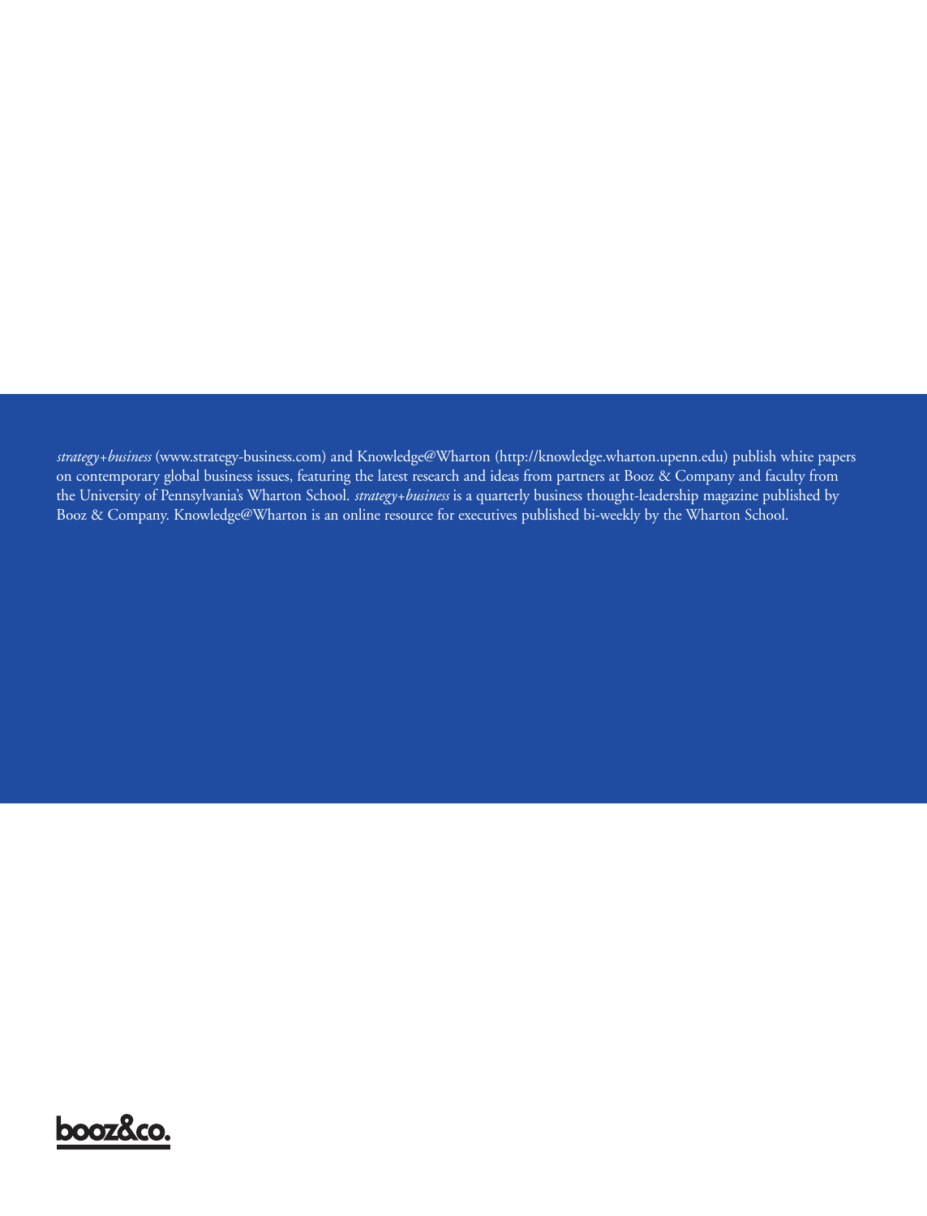*strategy+business* (www.strategy-business.com) and Knowledge@Wharton (http://knowledge.wharton.upenn.edu) publish white papers on contemporary global business issues, featuring the latest research and ideas from partners at Booz & Company and faculty from the University of Pennsylvania's Wharton School. *strategy+business* is a quarterly business thought-leadership magazine published by Booz & Company. Knowledge@Wharton is an online resource for executives published bi-weekly by the Wharton School.

booz&co.